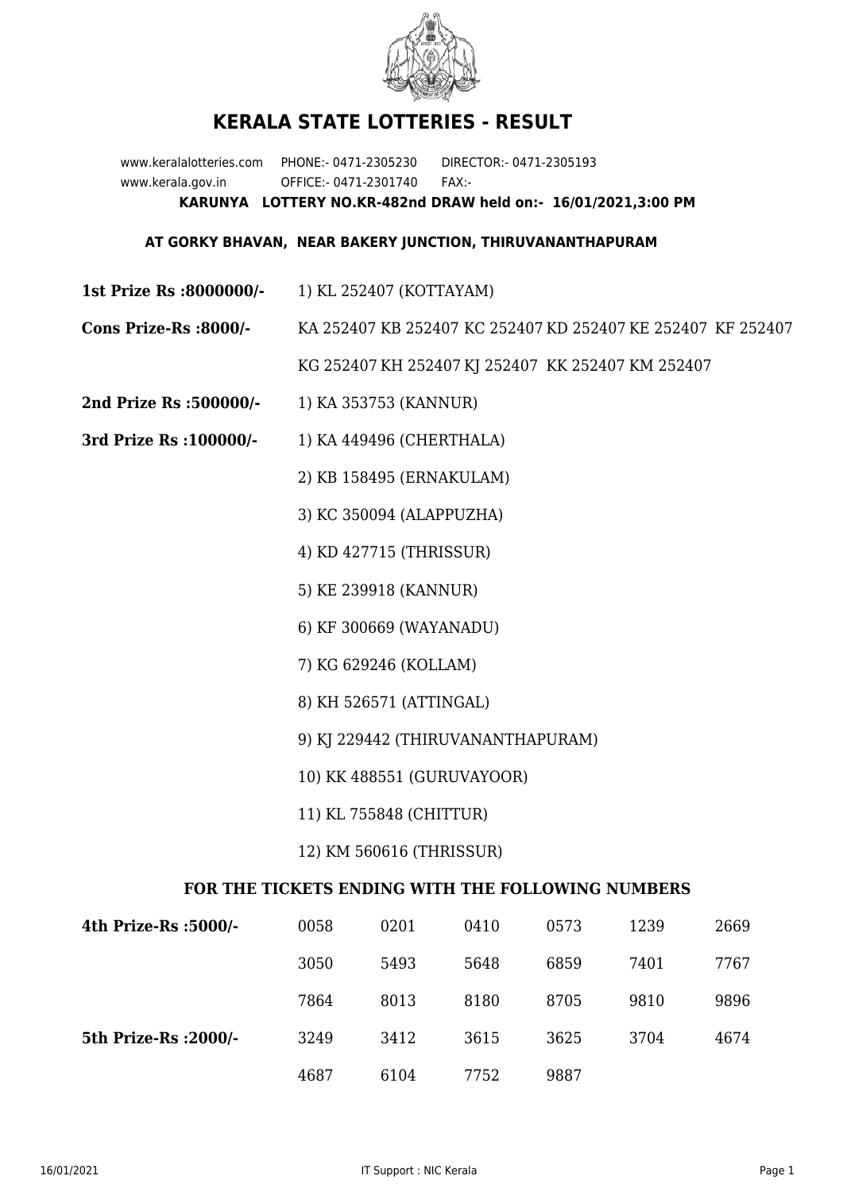# KERALA STATE LOTTERIES - RESULT

www.keralalotteries.com PHONE:- 0471-2305230 DIRECTOR:- 0471-2305193
www.kerala.gov.in OFFICE:- 0471-2301740 FAX:-

**KARUNYA LOTTERY NO.KR-482nd DRAW held on:- 16/01/2021,3:00 PM**

**AT GORKY BHAVAN, NEAR BAKERY JUNCTION, THIRUVANANTHAPURAM**

**1st Prize Rs :8000000/-** 1) KL 252407 (KOTTAYAM)

**Cons Prize-Rs :8000/-** KA 252407 KB 252407 KC 252407 KD 252407 KE 252407 KF 252407 KG 252407 KH 252407 KJ 252407 KK 252407 KM 252407

**2nd Prize Rs :500000/-** 1) KA 353753 (KANNUR)

**3rd Prize Rs :100000/-**

1) KA 449496 (CHERTHALA)
2) KB 158495 (ERNAKULAM)
3) KC 350094 (ALAPPUZHA)
4) KD 427715 (THRISSUR)
5) KE 239918 (KANNUR)
6) KF 300669 (WAYANADU)
7) KG 629246 (KOLLAM)
8) KH 526571 (ATTINGAL)
9) KJ 229442 (THIRUVANANTHAPURAM)
10) KK 488551 (GURUVAYOOR)
11) KL 755848 (CHITTUR)
12) KM 560616 (THRISSUR)

**FOR THE TICKETS ENDING WITH THE FOLLOWING NUMBERS**

| | | | | | | |
|---|---|---|---|---|---|---|
| **4th Prize-Rs :5000/-** | 0058 | 0201 | 0410 | 0573 | 1239 | 2669 |
| | 3050 | 5493 | 5648 | 6859 | 7401 | 7767 |
| | 7864 | 8013 | 8180 | 8705 | 9810 | 9896 |
| **5th Prize-Rs :2000/-** | 3249 | 3412 | 3615 | 3625 | 3704 | 4674 |
| | 4687 | 6104 | 7752 | 9887 | | |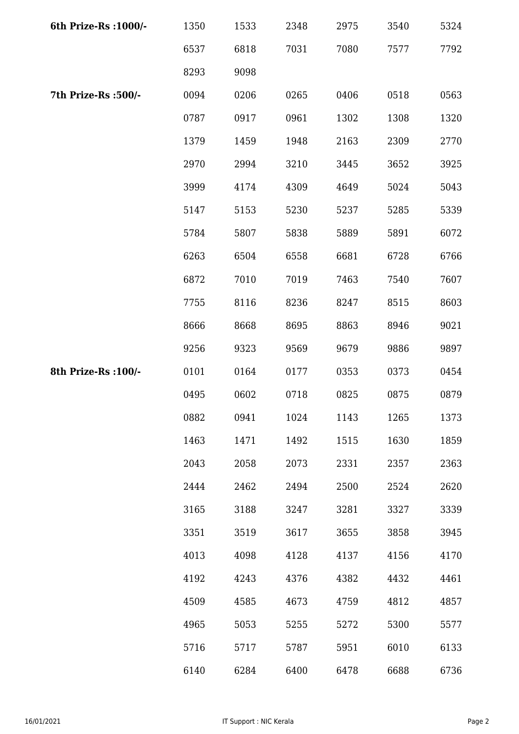| | | | | | | |
|---|---|---|---|---|---|---|
| **6th Prize-Rs :1000/-** | 1350 | 1533 | 2348 | 2975 | 3540 | 5324 |
| | 6537 | 6818 | 7031 | 7080 | 7577 | 7792 |
| | 8293 | 9098 | | | | |
| **7th Prize-Rs :500/-** | 0094 | 0206 | 0265 | 0406 | 0518 | 0563 |
| | 0787 | 0917 | 0961 | 1302 | 1308 | 1320 |
| | 1379 | 1459 | 1948 | 2163 | 2309 | 2770 |
| | 2970 | 2994 | 3210 | 3445 | 3652 | 3925 |
| | 3999 | 4174 | 4309 | 4649 | 5024 | 5043 |
| | 5147 | 5153 | 5230 | 5237 | 5285 | 5339 |
| | 5784 | 5807 | 5838 | 5889 | 5891 | 6072 |
| | 6263 | 6504 | 6558 | 6681 | 6728 | 6766 |
| | 6872 | 7010 | 7019 | 7463 | 7540 | 7607 |
| | 7755 | 8116 | 8236 | 8247 | 8515 | 8603 |
| | 8666 | 8668 | 8695 | 8863 | 8946 | 9021 |
| | 9256 | 9323 | 9569 | 9679 | 9886 | 9897 |
| **8th Prize-Rs :100/-** | 0101 | 0164 | 0177 | 0353 | 0373 | 0454 |
| | 0495 | 0602 | 0718 | 0825 | 0875 | 0879 |
| | 0882 | 0941 | 1024 | 1143 | 1265 | 1373 |
| | 1463 | 1471 | 1492 | 1515 | 1630 | 1859 |
| | 2043 | 2058 | 2073 | 2331 | 2357 | 2363 |
| | 2444 | 2462 | 2494 | 2500 | 2524 | 2620 |
| | 3165 | 3188 | 3247 | 3281 | 3327 | 3339 |
| | 3351 | 3519 | 3617 | 3655 | 3858 | 3945 |
| | 4013 | 4098 | 4128 | 4137 | 4156 | 4170 |
| | 4192 | 4243 | 4376 | 4382 | 4432 | 4461 |
| | 4509 | 4585 | 4673 | 4759 | 4812 | 4857 |
| | 4965 | 5053 | 5255 | 5272 | 5300 | 5577 |
| | 5716 | 5717 | 5787 | 5951 | 6010 | 6133 |
| | 6140 | 6284 | 6400 | 6478 | 6688 | 6736 |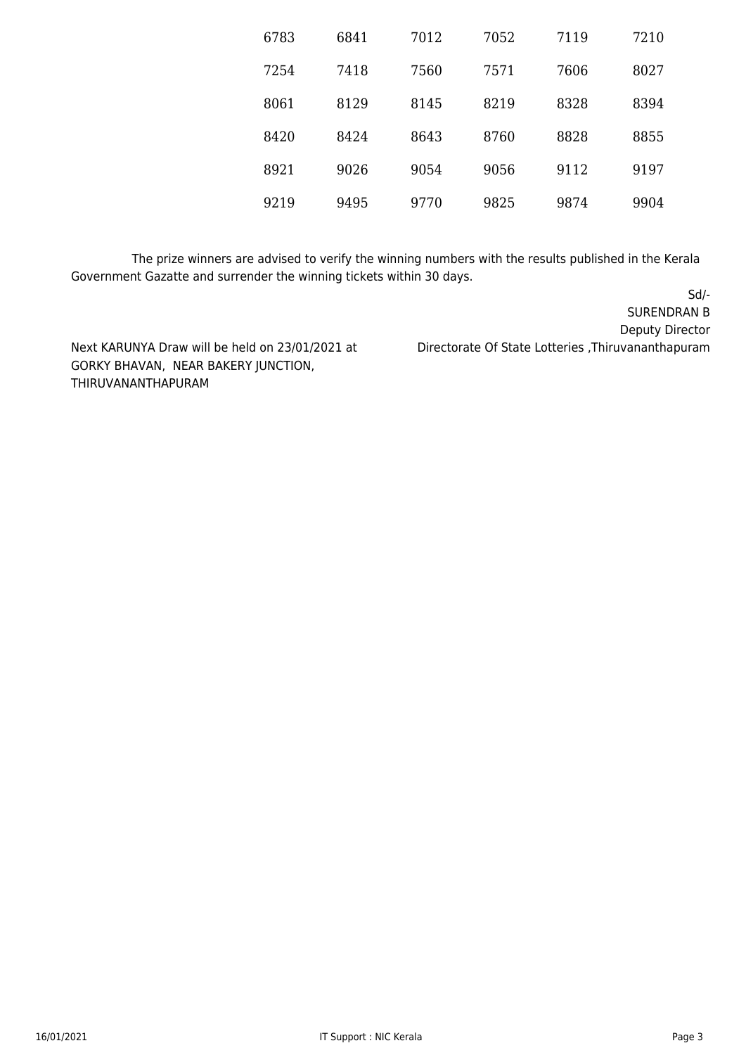| | | | | | |
|---|---|---|---|---|---|
| 6783 | 6841 | 7012 | 7052 | 7119 | 7210 |
| 7254 | 7418 | 7560 | 7571 | 7606 | 8027 |
| 8061 | 8129 | 8145 | 8219 | 8328 | 8394 |
| 8420 | 8424 | 8643 | 8760 | 8828 | 8855 |
| 8921 | 9026 | 9054 | 9056 | 9112 | 9197 |
| 9219 | 9495 | 9770 | 9825 | 9874 | 9904 |

The prize winners are advised to verify the winning numbers with the results published in the Kerala Government Gazatte and surrender the winning tickets within 30 days.

Sd/-
SURENDRAN B
Deputy Director
Directorate Of State Lotteries ,Thiruvananthapuram

Next KARUNYA Draw will be held on 23/01/2021 at GORKY BHAVAN, NEAR BAKERY JUNCTION, THIRUVANANTHAPURAM